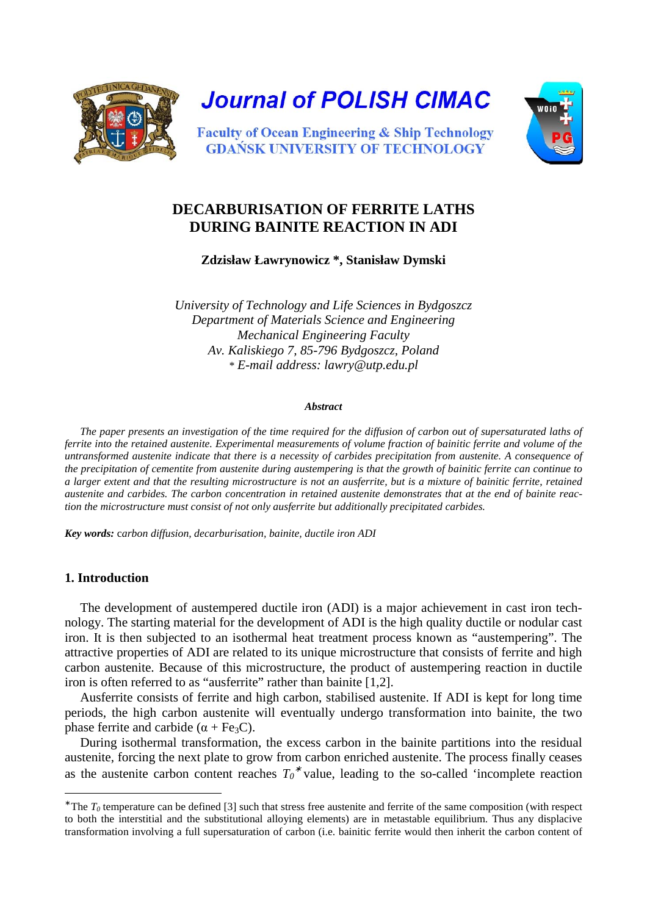Journal of POLISH CIMAC

Faculty of Ocean Engineering & Ship Technology
GDAŃSK UNIVERSITY OF TECHNOLOGY

# DECARBURISATION OF FERRITE LATHS DURING BAINITE REACTION IN ADI

**Zdzisław Ławrynowicz \*, Stanisław Dymski**

*University of Technology and Life Sciences in Bydgoszcz*
*Department of Materials Science and Engineering*
*Mechanical Engineering Faculty*
*Av. Kaliskiego 7, 85-796 Bydgoszcz, Poland*
*\* E-mail address: lawry@utp.edu.pl*

***Abstract***

*The paper presents an investigation of the time required for the diffusion of carbon out of supersaturated laths of ferrite into the retained austenite. Experimental measurements of volume fraction of bainitic ferrite and volume of the untransformed austenite indicate that there is a necessity of carbides precipitation from austenite. A consequence of the precipitation of cementite from austenite during austempering is that the growth of bainitic ferrite can continue to a larger extent and that the resulting microstructure is not an ausferrite, but is a mixture of bainitic ferrite, retained austenite and carbides. The carbon concentration in retained austenite demonstrates that at the end of bainite reaction the microstructure must consist of not only ausferrite but additionally precipitated carbides.*

***Key words:*** *carbon diffusion, decarburisation, bainite, ductile iron ADI*

## 1. Introduction

The development of austempered ductile iron (ADI) is a major achievement in cast iron technology. The starting material for the development of ADI is the high quality ductile or nodular cast iron. It is then subjected to an isothermal heat treatment process known as "austempering". The attractive properties of ADI are related to its unique microstructure that consists of ferrite and high carbon austenite. Because of this microstructure, the product of austempering reaction in ductile iron is often referred to as "ausferrite" rather than bainite [1,2].

Ausferrite consists of ferrite and high carbon, stabilised austenite. If ADI is kept for long time periods, the high carbon austenite will eventually undergo transformation into bainite, the two phase ferrite and carbide ($\alpha$ + $Fe_3C$).

During isothermal transformation, the excess carbon in the bainite partitions into the residual austenite, forcing the next plate to grow from carbon enriched austenite. The process finally ceases as the austenite carbon content reaches $T_0$\* value, leading to the so-called 'incomplete reaction

---

\*The $T_0$ temperature can be defined [3] such that stress free austenite and ferrite of the same composition (with respect to both the interstitial and the substitutional alloying elements) are in metastable equilibrium. Thus any displacive transformation involving a full supersaturation of carbon (i.e. bainitic ferrite would then inherit the carbon content of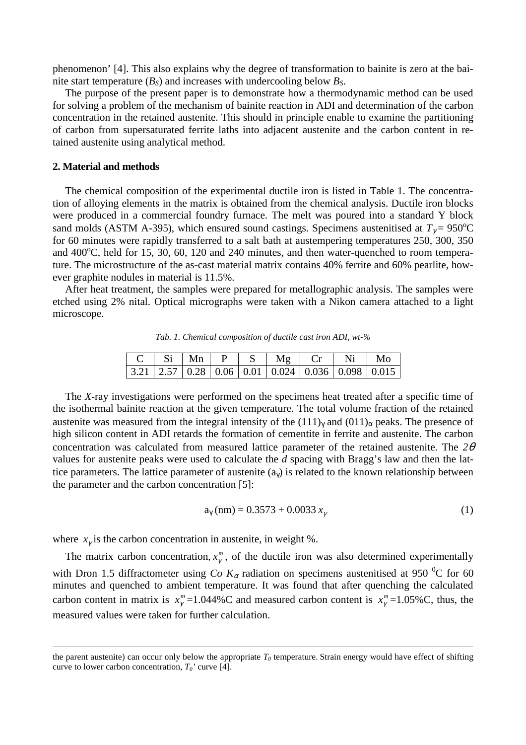phenomenon' [4]. This also explains why the degree of transformation to bainite is zero at the bainite start temperature ($B_S$) and increases with undercooling below $B_S$.

The purpose of the present paper is to demonstrate how a thermodynamic method can be used for solving a problem of the mechanism of bainite reaction in ADI and determination of the carbon concentration in the retained austenite. This should in principle enable to examine the partitioning of carbon from supersaturated ferrite laths into adjacent austenite and the carbon content in retained austenite using analytical method.

## 2. Material and methods

The chemical composition of the experimental ductile iron is listed in Table 1. The concentration of alloying elements in the matrix is obtained from the chemical analysis. Ductile iron blocks were produced in a commercial foundry furnace. The melt was poured into a standard Y block sand molds (ASTM A-395), which ensured sound castings. Specimens austenitised at $T_\gamma = 950^o$C for 60 minutes were rapidly transferred to a salt bath at austempering temperatures 250, 300, 350 and 400°C, held for 15, 30, 60, 120 and 240 minutes, and then water-quenched to room temperature. The microstructure of the as-cast material matrix contains 40% ferrite and 60% pearlite, however graphite nodules in material is 11.5%.

After heat treatment, the samples were prepared for metallographic analysis. The samples were etched using 2% nital. Optical micrographs were taken with a Nikon camera attached to a light microscope.

*Tab. 1. Chemical composition of ductile cast iron ADI, wt-%*

| C | Si | Mn | P | S | Mg | Cr | Ni | Mo |
|---|---|---|---|---|---|---|---|---|
| 3.21 | 2.57 | 0.28 | 0.06 | 0.01 | 0.024 | 0.036 | 0.098 | 0.015 |

The *X*-ray investigations were performed on the specimens heat treated after a specific time of the isothermal bainite reaction at the given temperature. The total volume fraction of the retained austenite was measured from the integral intensity of the $(111)_\gamma$ and $(011)_\alpha$ peaks. The presence of high silicon content in ADI retards the formation of cementite in ferrite and austenite. The carbon concentration was calculated from measured lattice parameter of the retained austenite. The $2\theta$ values for austenite peaks were used to calculate the *d* spacing with Bragg's law and then the lattice parameters. The lattice parameter of austenite ($a_\gamma$) is related to the known relationship between the parameter and the carbon concentration [5]:

$$a_\gamma\,(\text{nm}) = 0.3573 + 0.0033\,x_\gamma \tag{1}$$

where $x_\gamma$ is the carbon concentration in austenite, in weight %.

The matrix carbon concentration, $x_\gamma^m$, of the ductile iron was also determined experimentally with Dron 1.5 diffractometer using $Co\ K_\alpha$ radiation on specimens austenitised at 950 $^0$C for 60 minutes and quenched to ambient temperature. It was found that after quenching the calculated carbon content in matrix is $x_\gamma^m$=1.044%C and measured carbon content is $x_\gamma^m$=1.05%C, thus, the measured values were taken for further calculation.

---

the parent austenite) can occur only below the appropriate $T_0$ temperature. Strain energy would have effect of shifting curve to lower carbon concentration, $T_0$' curve [4].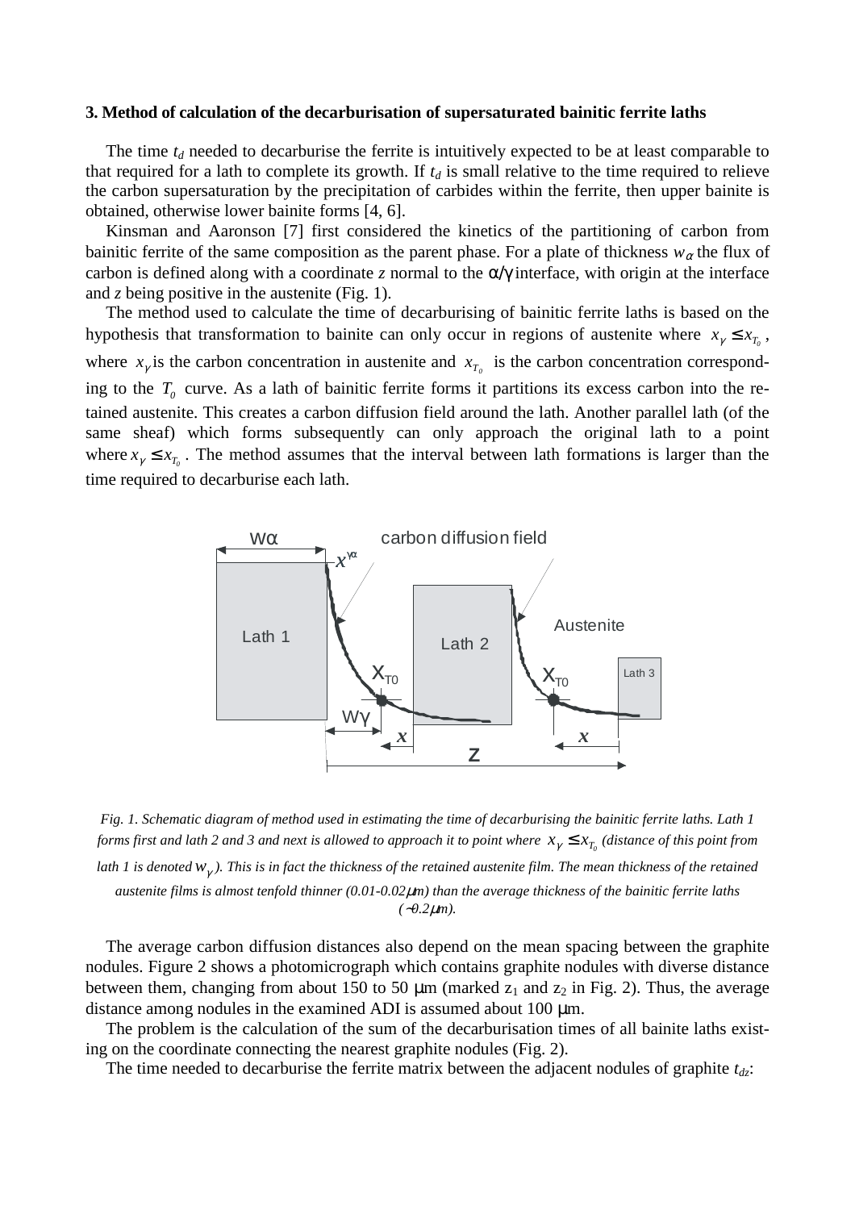### 3. Method of calculation of the decarburisation of supersaturated bainitic ferrite laths

The time $t_d$ needed to decarburise the ferrite is intuitively expected to be at least comparable to that required for a lath to complete its growth. If $t_d$ is small relative to the time required to relieve the carbon supersaturation by the precipitation of carbides within the ferrite, then upper bainite is obtained, otherwise lower bainite forms [4, 6].

Kinsman and Aaronson [7] first considered the kinetics of the partitioning of carbon from bainitic ferrite of the same composition as the parent phase. For a plate of thickness $w_\alpha$ the flux of carbon is defined along with a coordinate $z$ normal to the $\alpha/\gamma$ interface, with origin at the interface and $z$ being positive in the austenite (Fig. 1).

The method used to calculate the time of decarburising of bainitic ferrite laths is based on the hypothesis that transformation to bainite can only occur in regions of austenite where $x_\gamma \leq x_{T_0}$, where $x_\gamma$ is the carbon concentration in austenite and $x_{T_0}$ is the carbon concentration corresponding to the $T_0$ curve. As a lath of bainitic ferrite forms it partitions its excess carbon into the retained austenite. This creates a carbon diffusion field around the lath. Another parallel lath (of the same sheaf) which forms subsequently can only approach the original lath to a point where $x_\gamma \leq x_{T_0}$. The method assumes that the interval between lath formations is larger than the time required to decarburise each lath.

*Fig. 1. Schematic diagram of method used in estimating the time of decarburising the bainitic ferrite laths. Lath 1 forms first and lath 2 and 3 and next is allowed to approach it to point where $x_\gamma \leq x_{T_0}$ (distance of this point from lath 1 is denoted $w_\gamma$). This is in fact the thickness of the retained austenite film. The mean thickness of the retained austenite films is almost tenfold thinner (0.01-0.02μm) than the average thickness of the bainitic ferrite laths (~0.2μm).*

The average carbon diffusion distances also depend on the mean spacing between the graphite nodules. Figure 2 shows a photomicrograph which contains graphite nodules with diverse distance between them, changing from about 150 to 50 μm (marked $z_1$ and $z_2$ in Fig. 2). Thus, the average distance among nodules in the examined ADI is assumed about 100 μm.

The problem is the calculation of the sum of the decarburisation times of all bainite laths existing on the coordinate connecting the nearest graphite nodules (Fig. 2).

The time needed to decarburise the ferrite matrix between the adjacent nodules of graphite $t_{dz}$: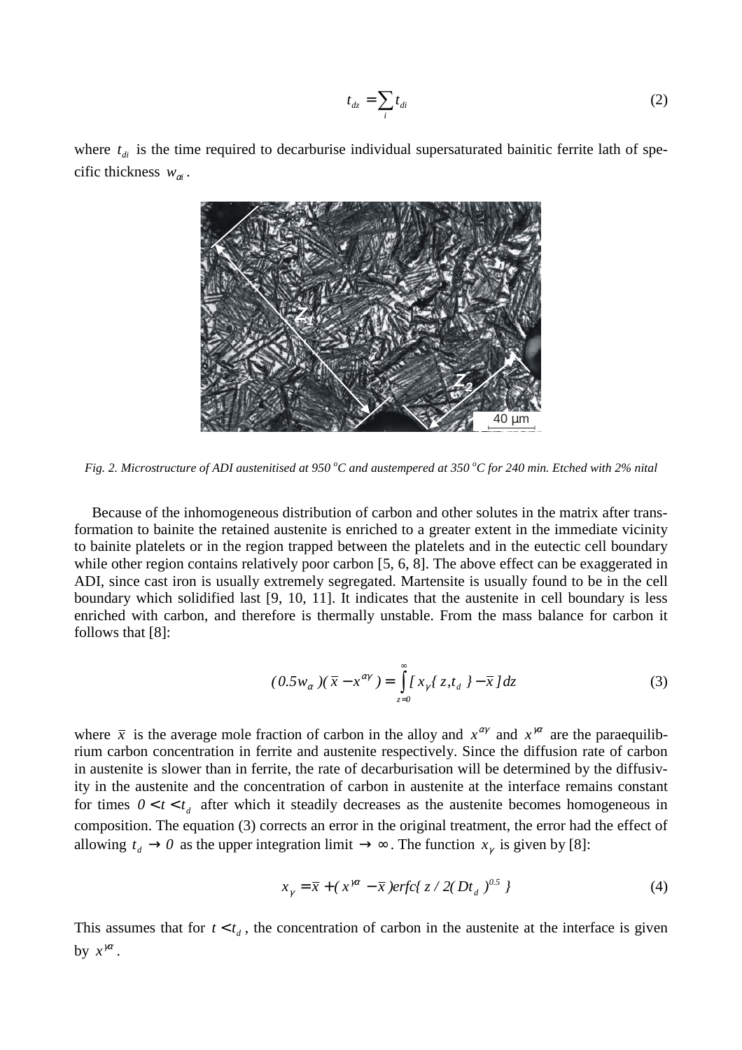$$t_{dz} = \sum_i t_{di} \tag{2}$$

where $t_{di}$ is the time required to decarburise individual supersaturated bainitic ferrite lath of specific thickness $w_{\alpha i}$.

*Fig. 2. Microstructure of ADI austenitised at 950 °C and austempered at 350 °C for 240 min. Etched with 2% nital*

Because of the inhomogeneous distribution of carbon and other solutes in the matrix after transformation to bainite the retained austenite is enriched to a greater extent in the immediate vicinity to bainite platelets or in the region trapped between the platelets and in the eutectic cell boundary while other region contains relatively poor carbon [5, 6, 8]. The above effect can be exaggerated in ADI, since cast iron is usually extremely segregated. Martensite is usually found to be in the cell boundary which solidified last [9, 10, 11]. It indicates that the austenite in cell boundary is less enriched with carbon, and therefore is thermally unstable. From the mass balance for carbon it follows that [8]:

$$(0.5w_\alpha)(\bar{x} - x^{\alpha\gamma}) = \int_{z=0}^{\infty} [x_\gamma\{z, t_d\} - \bar{x}]dz \tag{3}$$

where $\bar{x}$ is the average mole fraction of carbon in the alloy and $x^{\alpha\gamma}$ and $x^{\gamma\alpha}$ are the paraequilibrium carbon concentration in ferrite and austenite respectively. Since the diffusion rate of carbon in austenite is slower than in ferrite, the rate of decarburisation will be determined by the diffusivity in the austenite and the concentration of carbon in austenite at the interface remains constant for times $0 < t < t_d$ after which it steadily decreases as the austenite becomes homogeneous in composition. The equation (3) corrects an error in the original treatment, the error had the effect of allowing $t_d \rightarrow 0$ as the upper integration limit $\rightarrow \infty$. The function $x_\gamma$ is given by [8]:

$$x_\gamma = \bar{x} + (x^{\gamma\alpha} - \bar{x})erfc\{z / 2(Dt_d)^{0.5}\} \tag{4}$$

This assumes that for $t < t_d$, the concentration of carbon in the austenite at the interface is given by $x^{\gamma\alpha}$.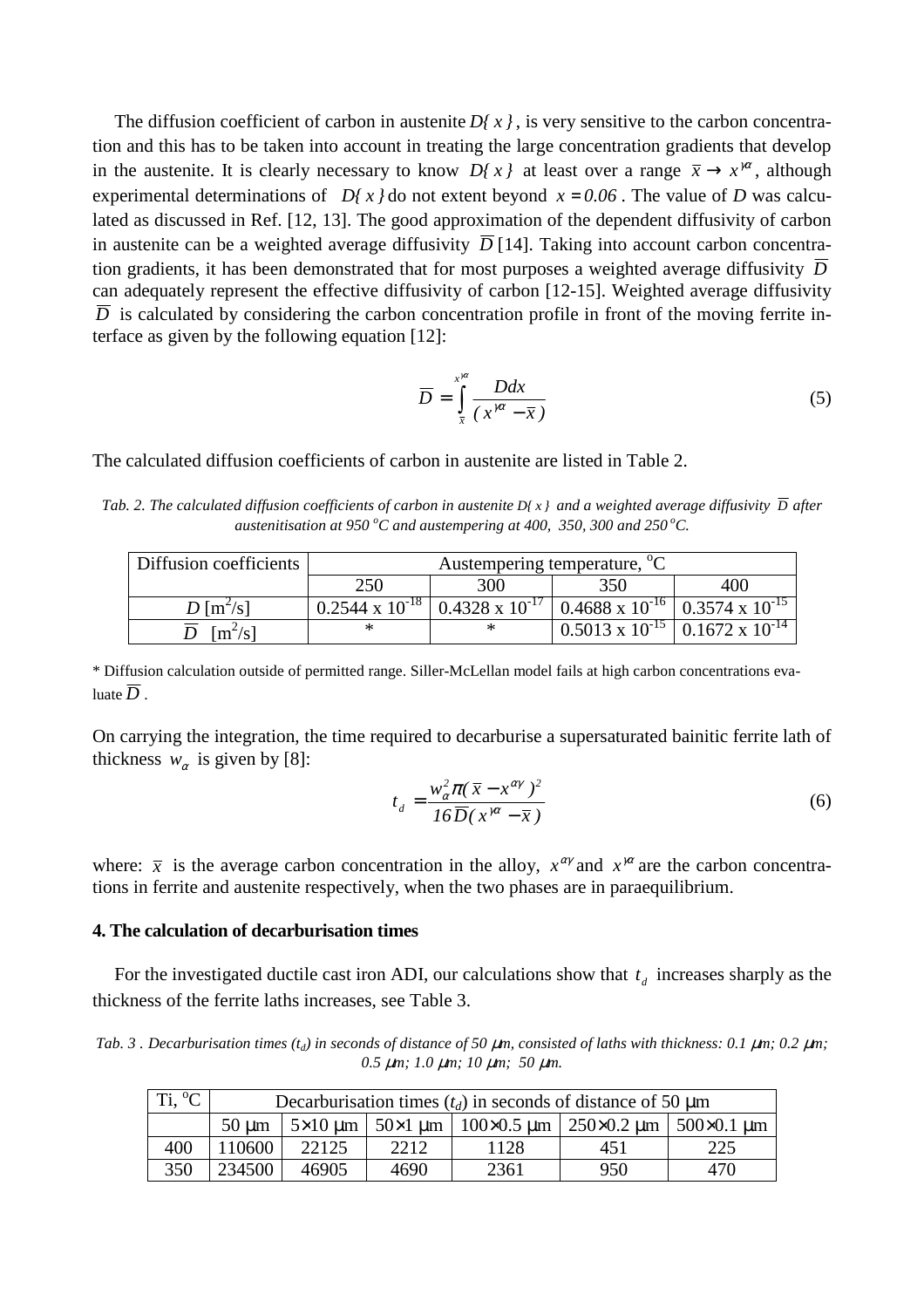The diffusion coefficient of carbon in austenite $D\{x\}$, is very sensitive to the carbon concentration and this has to be taken into account in treating the large concentration gradients that develop in the austenite. It is clearly necessary to know $D\{x\}$ at least over a range $\bar{x} \rightarrow x^{\gamma\alpha}$, although experimental determinations of $D\{x\}$ do not extent beyond $x = 0.06$. The value of $D$ was calculated as discussed in Ref. [12, 13]. The good approximation of the dependent diffusivity of carbon in austenite can be a weighted average diffusivity $\bar{D}$ [14]. Taking into account carbon concentration gradients, it has been demonstrated that for most purposes a weighted average diffusivity $\bar{D}$ can adequately represent the effective diffusivity of carbon [12-15]. Weighted average diffusivity $\bar{D}$ is calculated by considering the carbon concentration profile in front of the moving ferrite interface as given by the following equation [12]:

$$\bar{D} = \int_{\bar{x}}^{x^{\gamma\alpha}} \frac{D dx}{(x^{\gamma\alpha} - \bar{x})} \tag{5}$$

The calculated diffusion coefficients of carbon in austenite are listed in Table 2.

*Tab. 2. The calculated diffusion coefficients of carbon in austenite $D\{x\}$ and a weighted average diffusivity $\bar{D}$ after austenitisation at 950 °C and austempering at 400, 350, 300 and 250 °C.*

| Diffusion coefficients | Austempering temperature, °C | | | |
|---|---|---|---|---|
| | 250 | 300 | 350 | 400 |
| $D$ [m²/s] | 0.2544 x $10^{-18}$ | 0.4328 x $10^{-17}$ | 0.4688 x $10^{-16}$ | 0.3574 x $10^{-15}$ |
| $\bar{D}$ [m²/s] | * | * | 0.5013 x $10^{-15}$ | 0.1672 x $10^{-14}$ |

* Diffusion calculation outside of permitted range. Siller-McLellan model fails at high carbon concentrations evaluate $\bar{D}$.

On carrying the integration, the time required to decarburise a supersaturated bainitic ferrite lath of thickness $w_\alpha$ is given by [8]:

$$t_d = \frac{w_\alpha^2 \pi (\bar{x} - x^{\alpha\gamma})^2}{16 \bar{D} (x^{\gamma\alpha} - \bar{x})} \tag{6}$$

where: $\bar{x}$ is the average carbon concentration in the alloy, $x^{\alpha\gamma}$ and $x^{\gamma\alpha}$ are the carbon concentrations in ferrite and austenite respectively, when the two phases are in paraequilibrium.

**4. The calculation of decarburisation times**

For the investigated ductile cast iron ADI, our calculations show that $t_d$ increases sharply as the thickness of the ferrite laths increases, see Table 3.

*Tab. 3 . Decarburisation times ($t_d$) in seconds of distance of 50 μm, consisted of laths with thickness: 0.1 μm; 0.2 μm; 0.5 μm; 1.0 μm; 10 μm; 50 μm.*

| Ti, °C | Decarburisation times ($t_d$) in seconds of distance of 50 μm | | | | | |
|---|---|---|---|---|---|---|
| | 50 μm | 5×10 μm | 50×1 μm | 100×0.5 μm | 250×0.2 μm | 500×0.1 μm |
| 400 | 110600 | 22125 | 2212 | 1128 | 451 | 225 |
| 350 | 234500 | 46905 | 4690 | 2361 | 950 | 470 |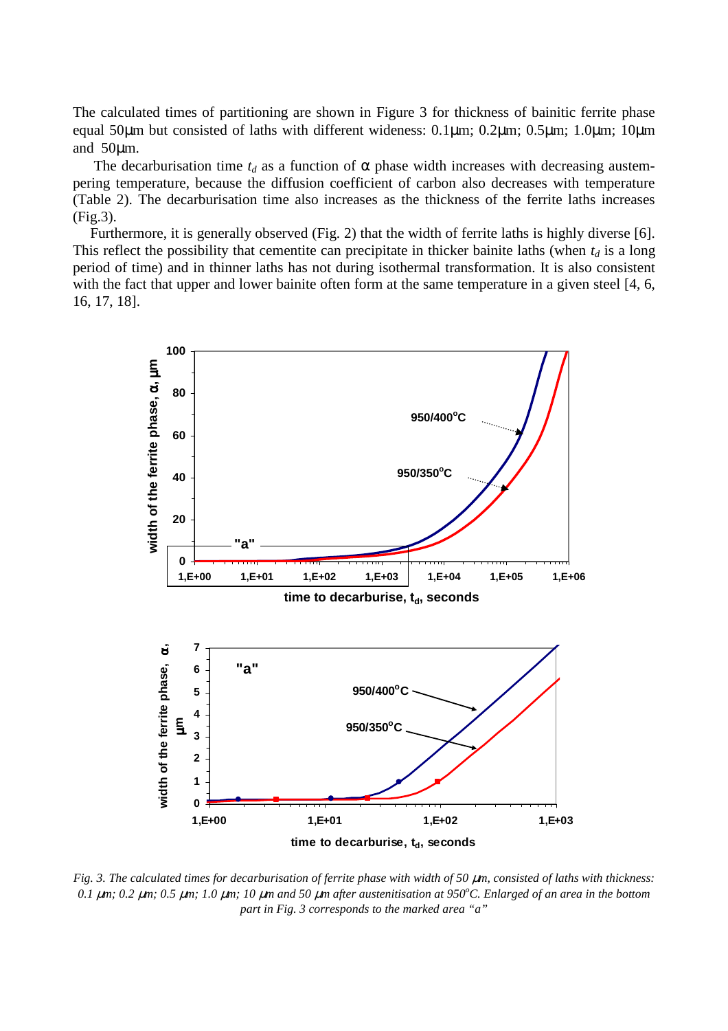The calculated times of partitioning are shown in Figure 3 for thickness of bainitic ferrite phase equal 50μm but consisted of laths with different wideness: 0.1μm; 0.2μm; 0.5μm; 1.0μm; 10μm and 50μm.

The decarburisation time $t_d$ as a function of α phase width increases with decreasing austempering temperature, because the diffusion coefficient of carbon also decreases with temperature (Table 2). The decarburisation time also increases as the thickness of the ferrite laths increases (Fig.3).

Furthermore, it is generally observed (Fig. 2) that the width of ferrite laths is highly diverse [6]. This reflect the possibility that cementite can precipitate in thicker bainite laths (when $t_d$ is a long period of time) and in thinner laths has not during isothermal transformation. It is also consistent with the fact that upper and lower bainite often form at the same temperature in a given steel [4, 6, 16, 17, 18].

*Fig. 3. The calculated times for decarburisation of ferrite phase with width of 50 μm, consisted of laths with thickness: 0.1 μm; 0.2 μm; 0.5 μm; 1.0 μm; 10 μm and 50 μm after austenitisation at 950°C. Enlarged of an area in the bottom part in Fig. 3 corresponds to the marked area "a"*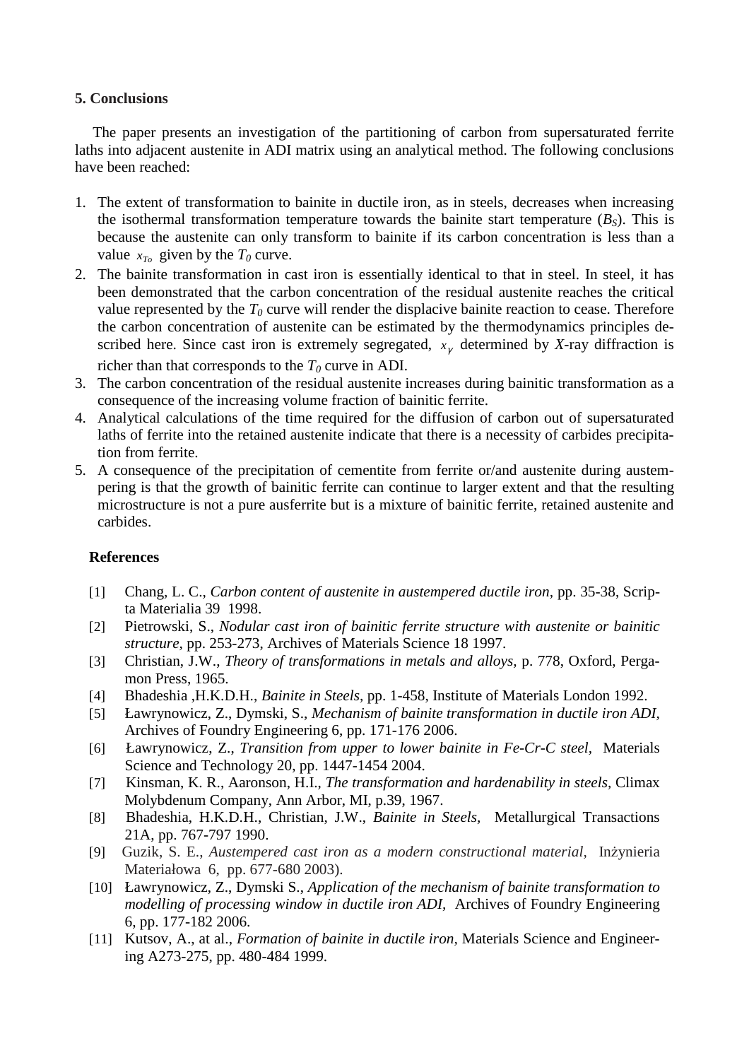## 5. Conclusions

The paper presents an investigation of the partitioning of carbon from supersaturated ferrite laths into adjacent austenite in ADI matrix using an analytical method. The following conclusions have been reached:

1. The extent of transformation to bainite in ductile iron, as in steels, decreases when increasing the isothermal transformation temperature towards the bainite start temperature ($B_S$). This is because the austenite can only transform to bainite if its carbon concentration is less than a value $x_{To}$ given by the $T_0$ curve.
2. The bainite transformation in cast iron is essentially identical to that in steel. In steel, it has been demonstrated that the carbon concentration of the residual austenite reaches the critical value represented by the $T_0$ curve will render the displacive bainite reaction to cease. Therefore the carbon concentration of austenite can be estimated by the thermodynamics principles described here. Since cast iron is extremely segregated, $x_\gamma$ determined by *X*-ray diffraction is richer than that corresponds to the $T_0$ curve in ADI.
3. The carbon concentration of the residual austenite increases during bainitic transformation as a consequence of the increasing volume fraction of bainitic ferrite.
4. Analytical calculations of the time required for the diffusion of carbon out of supersaturated laths of ferrite into the retained austenite indicate that there is a necessity of carbides precipitation from ferrite.
5. A consequence of the precipitation of cementite from ferrite or/and austenite during austempering is that the growth of bainitic ferrite can continue to larger extent and that the resulting microstructure is not a pure ausferrite but is a mixture of bainitic ferrite, retained austenite and carbides.

### References

[1] Chang, L. C., *Carbon content of austenite in austempered ductile iron*, pp. 35-38, Scripta Materialia 39 1998.

[2] Pietrowski, S., *Nodular cast iron of bainitic ferrite structure with austenite or bainitic structure*, pp. 253-273, Archives of Materials Science 18 1997.

[3] Christian, J.W., *Theory of transformations in metals and alloys,* p. 778, Oxford, Pergamon Press, 1965.

[4] Bhadeshia ,H.K.D.H., *Bainite in Steels*, pp. 1-458, Institute of Materials London 1992.

[5] Ławrynowicz, Z., Dymski, S., *Mechanism of bainite transformation in ductile iron ADI*, Archives of Foundry Engineering 6, pp. 171-176 2006.

[6] Ławrynowicz, Z., *Transition from upper to lower bainite in Fe-Cr-C steel,* Materials Science and Technology 20, pp. 1447-1454 2004.

[7] Kinsman, K. R., Aaronson, H.I., *The transformation and hardenability in steels,* Climax Molybdenum Company, Ann Arbor, MI, p.39, 1967.

[8] Bhadeshia, H.K.D.H., Christian, J.W., *Bainite in Steels,* Metallurgical Transactions 21A, pp. 767-797 1990.

[9] Guzik, S. E., *Austempered cast iron as a modern constructional material,* Inżynieria Materiałowa 6, pp. 677-680 2003).

[10] Ławrynowicz, Z., Dymski S., *Application of the mechanism of bainite transformation to modelling of processing window in ductile iron ADI,* Archives of Foundry Engineering 6, pp. 177-182 2006.

[11] Kutsov, A., at al., *Formation of bainite in ductile iron*, Materials Science and Engineering A273-275, pp. 480-484 1999.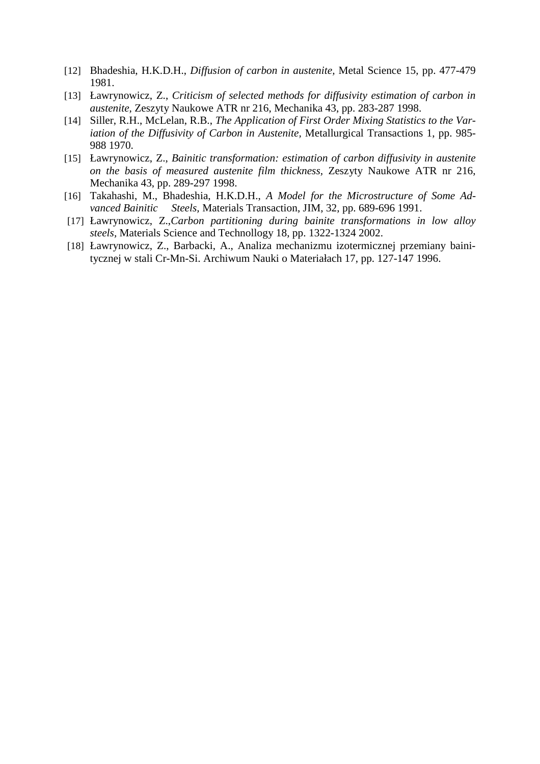[12] Bhadeshia, H.K.D.H., *Diffusion of carbon in austenite*, Metal Science 15, pp. 477-479 1981.

[13] Ławrynowicz, Z., *Criticism of selected methods for diffusivity estimation of carbon in austenite*, Zeszyty Naukowe ATR nr 216, Mechanika 43, pp. 283-287 1998.

[14] Siller, R.H., McLelan, R.B., *The Application of First Order Mixing Statistics to the Variation of the Diffusivity of Carbon in Austenite*, Metallurgical Transactions 1, pp. 985-988 1970.

[15] Ławrynowicz, Z., *Bainitic transformation: estimation of carbon diffusivity in austenite on the basis of measured austenite film thickness*, Zeszyty Naukowe ATR nr 216, Mechanika 43, pp. 289-297 1998.

[16] Takahashi, M., Bhadeshia, H.K.D.H., *A Model for the Microstructure of Some Advanced Bainitic Steels*, Materials Transaction, JIM, 32, pp. 689-696 1991.

[17] Ławrynowicz, Z.,*Carbon partitioning during bainite transformations in low alloy steels*, Materials Science and Technollogy 18, pp. 1322-1324 2002.

[18] Ławrynowicz, Z., Barbacki, A., Analiza mechanizmu izotermicznej przemiany bainitycznej w stali Cr-Mn-Si. Archiwum Nauki o Materiałach 17, pp. 127-147 1996.